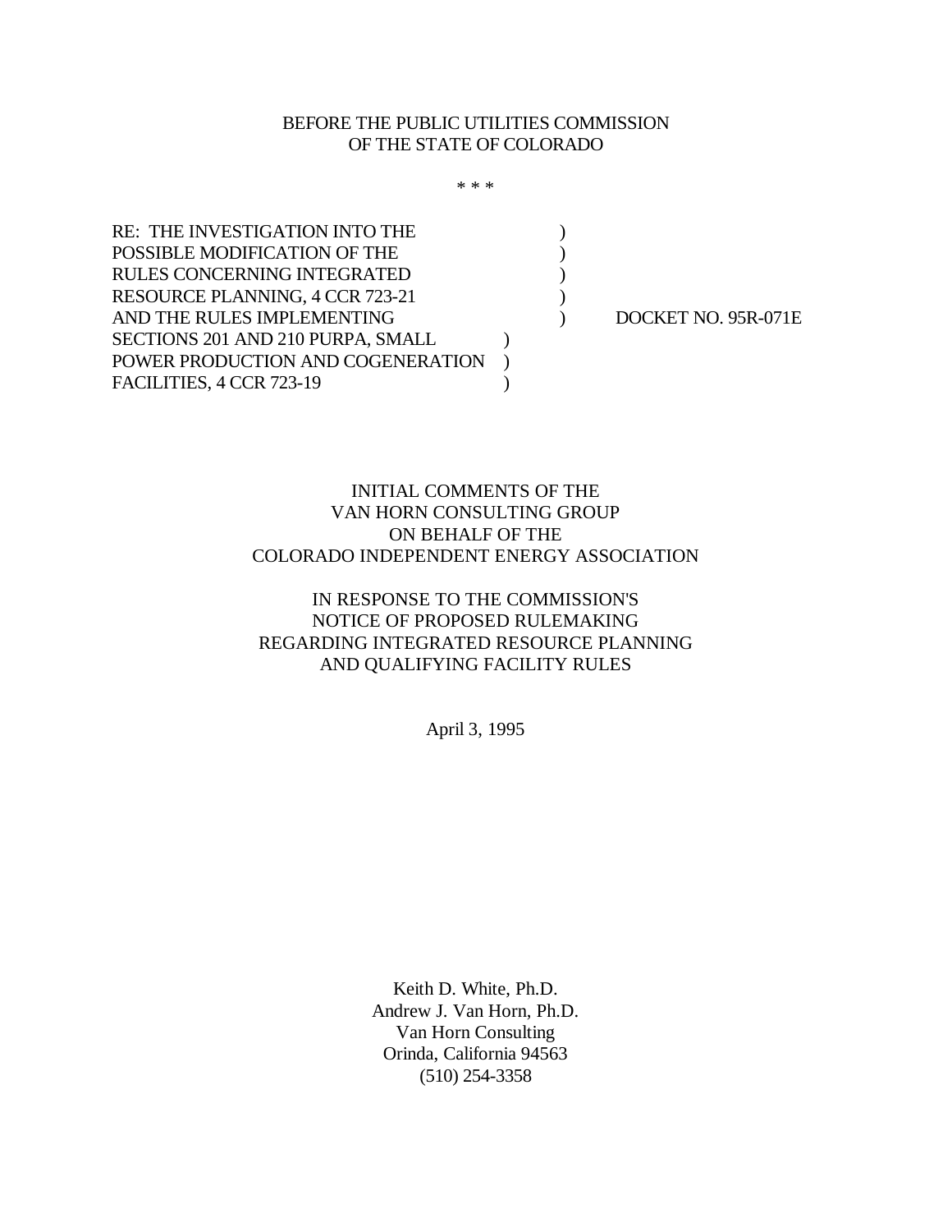BEFORE THE PUBLIC UTILITIES COMMISSION
OF THE STATE OF COLORADO

\* \* \*

| | | |
|---|---|---|
| RE: THE INVESTIGATION INTO THE | ) | |
| POSSIBLE MODIFICATION OF THE | ) | |
| RULES CONCERNING INTEGRATED | ) | |
| RESOURCE PLANNING, 4 CCR 723-21 | ) | |
| AND THE RULES IMPLEMENTING | ) | DOCKET NO. 95R-071E |
| SECTIONS 201 AND 210 PURPA, SMALL | ) | |
| POWER PRODUCTION AND COGENERATION | ) | |
| FACILITIES, 4 CCR 723-19 | ) | |

INITIAL COMMENTS OF THE
VAN HORN CONSULTING GROUP
ON BEHALF OF THE
COLORADO INDEPENDENT ENERGY ASSOCIATION

IN RESPONSE TO THE COMMISSION'S
NOTICE OF PROPOSED RULEMAKING
REGARDING INTEGRATED RESOURCE PLANNING
AND QUALIFYING FACILITY RULES

April 3, 1995

Keith D. White, Ph.D.
Andrew J. Van Horn, Ph.D.
Van Horn Consulting
Orinda, California 94563
(510) 254-3358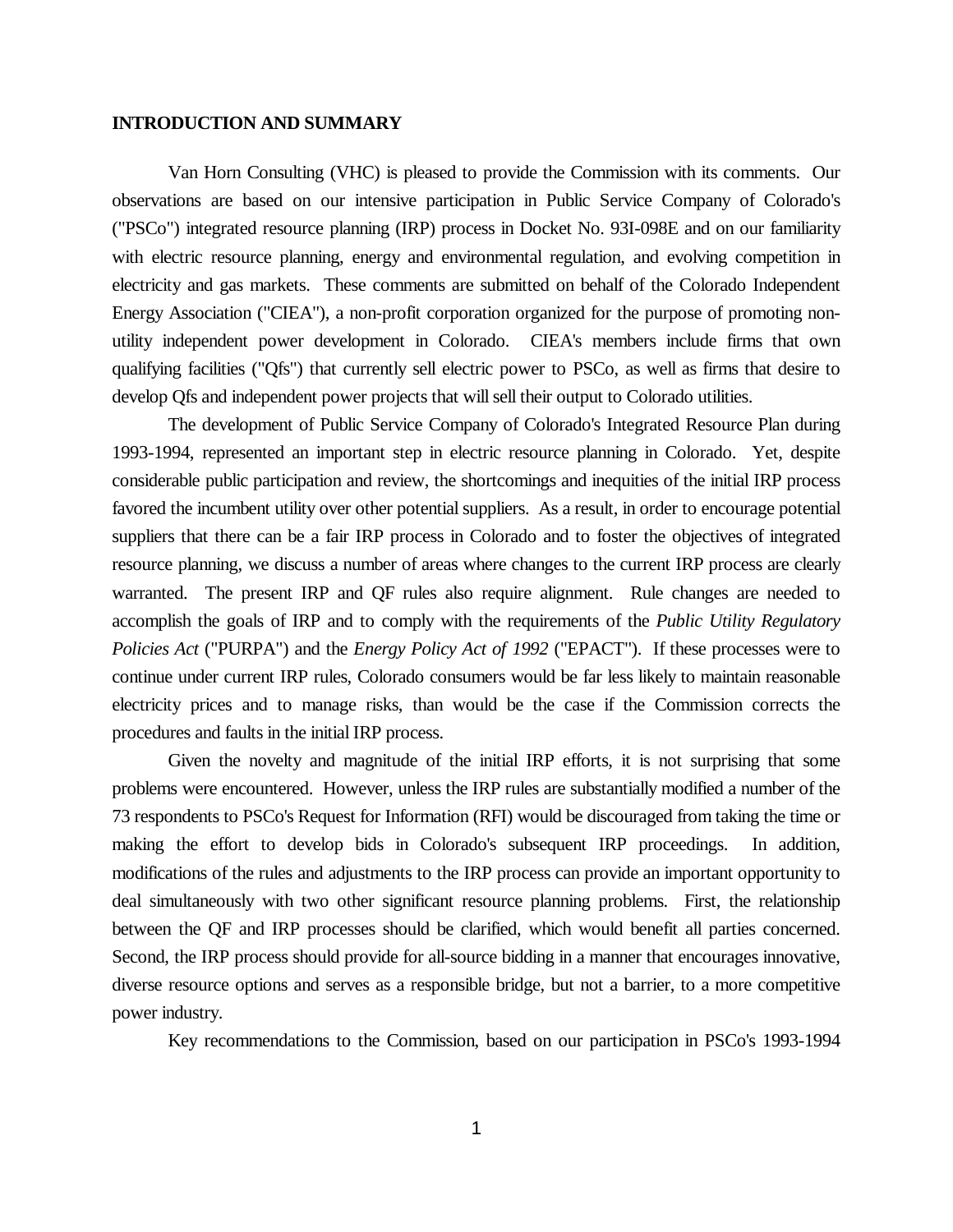## INTRODUCTION AND SUMMARY

Van Horn Consulting (VHC) is pleased to provide the Commission with its comments. Our observations are based on our intensive participation in Public Service Company of Colorado's ("PSCo") integrated resource planning (IRP) process in Docket No. 93I-098E and on our familiarity with electric resource planning, energy and environmental regulation, and evolving competition in electricity and gas markets. These comments are submitted on behalf of the Colorado Independent Energy Association ("CIEA"), a non-profit corporation organized for the purpose of promoting non-utility independent power development in Colorado. CIEA's members include firms that own qualifying facilities ("Qfs") that currently sell electric power to PSCo, as well as firms that desire to develop Qfs and independent power projects that will sell their output to Colorado utilities.

The development of Public Service Company of Colorado's Integrated Resource Plan during 1993-1994, represented an important step in electric resource planning in Colorado. Yet, despite considerable public participation and review, the shortcomings and inequities of the initial IRP process favored the incumbent utility over other potential suppliers. As a result, in order to encourage potential suppliers that there can be a fair IRP process in Colorado and to foster the objectives of integrated resource planning, we discuss a number of areas where changes to the current IRP process are clearly warranted. The present IRP and QF rules also require alignment. Rule changes are needed to accomplish the goals of IRP and to comply with the requirements of the *Public Utility Regulatory Policies Act* ("PURPA") and the *Energy Policy Act of 1992* ("EPACT"). If these processes were to continue under current IRP rules, Colorado consumers would be far less likely to maintain reasonable electricity prices and to manage risks, than would be the case if the Commission corrects the procedures and faults in the initial IRP process.

Given the novelty and magnitude of the initial IRP efforts, it is not surprising that some problems were encountered. However, unless the IRP rules are substantially modified a number of the 73 respondents to PSCo's Request for Information (RFI) would be discouraged from taking the time or making the effort to develop bids in Colorado's subsequent IRP proceedings. In addition, modifications of the rules and adjustments to the IRP process can provide an important opportunity to deal simultaneously with two other significant resource planning problems. First, the relationship between the QF and IRP processes should be clarified, which would benefit all parties concerned. Second, the IRP process should provide for all-source bidding in a manner that encourages innovative, diverse resource options and serves as a responsible bridge, but not a barrier, to a more competitive power industry.

Key recommendations to the Commission, based on our participation in PSCo's 1993-1994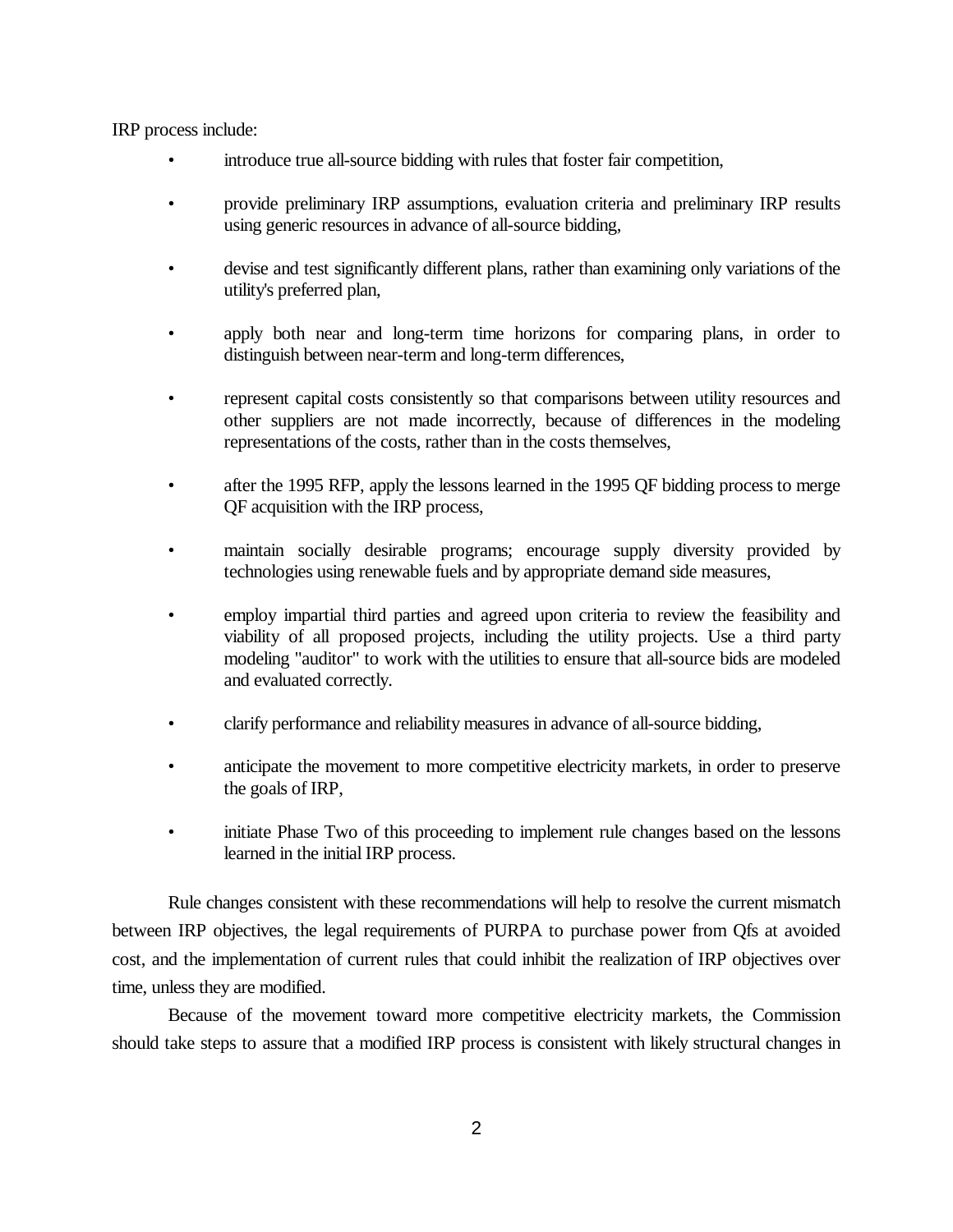IRP process include:

- introduce true all-source bidding with rules that foster fair competition,
- provide preliminary IRP assumptions, evaluation criteria and preliminary IRP results using generic resources in advance of all-source bidding,
- devise and test significantly different plans, rather than examining only variations of the utility's preferred plan,
- apply both near and long-term time horizons for comparing plans, in order to distinguish between near-term and long-term differences,
- represent capital costs consistently so that comparisons between utility resources and other suppliers are not made incorrectly, because of differences in the modeling representations of the costs, rather than in the costs themselves,
- after the 1995 RFP, apply the lessons learned in the 1995 QF bidding process to merge QF acquisition with the IRP process,
- maintain socially desirable programs; encourage supply diversity provided by technologies using renewable fuels and by appropriate demand side measures,
- employ impartial third parties and agreed upon criteria to review the feasibility and viability of all proposed projects, including the utility projects. Use a third party modeling "auditor" to work with the utilities to ensure that all-source bids are modeled and evaluated correctly.
- clarify performance and reliability measures in advance of all-source bidding,
- anticipate the movement to more competitive electricity markets, in order to preserve the goals of IRP,
- initiate Phase Two of this proceeding to implement rule changes based on the lessons learned in the initial IRP process.

Rule changes consistent with these recommendations will help to resolve the current mismatch between IRP objectives, the legal requirements of PURPA to purchase power from Qfs at avoided cost, and the implementation of current rules that could inhibit the realization of IRP objectives over time, unless they are modified.

Because of the movement toward more competitive electricity markets, the Commission should take steps to assure that a modified IRP process is consistent with likely structural changes in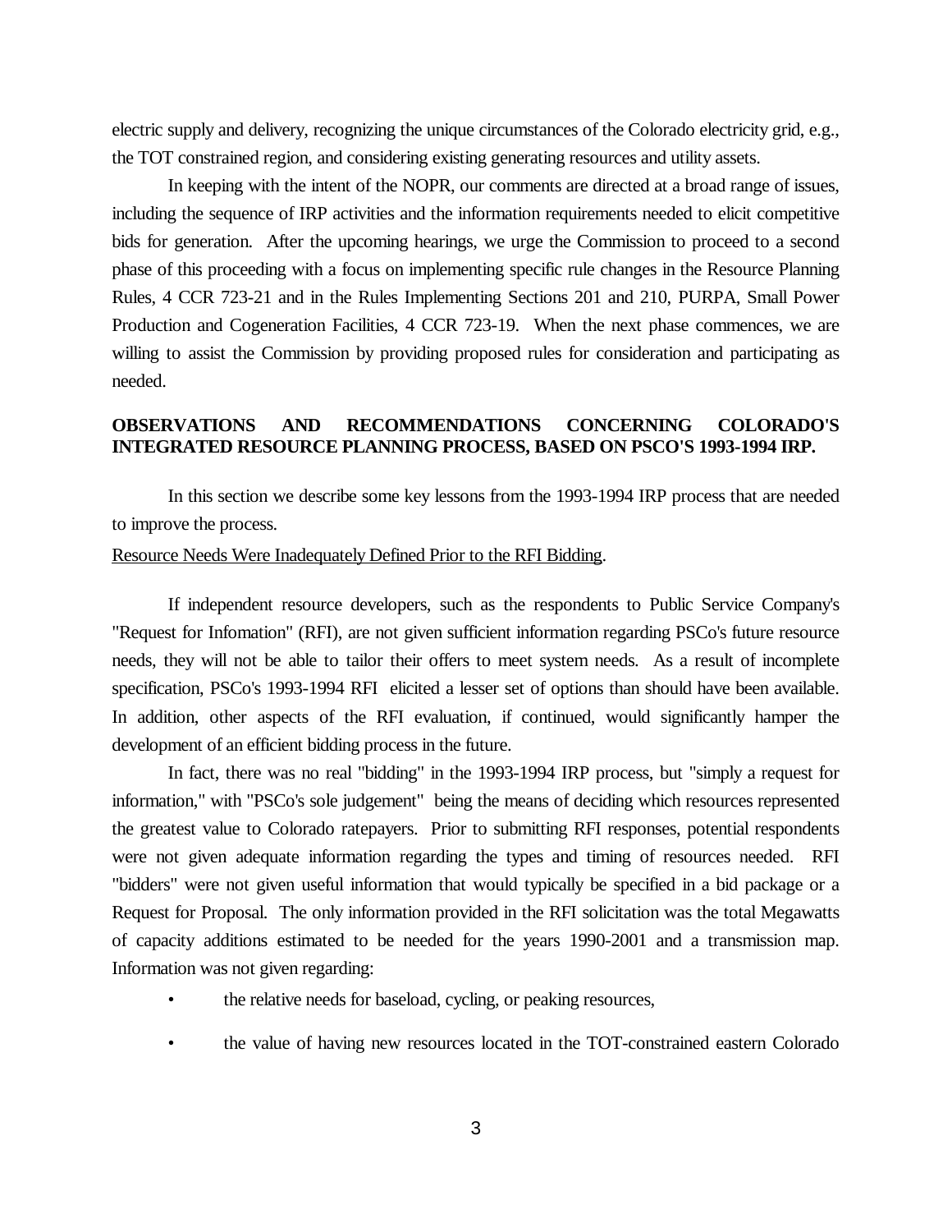electric supply and delivery, recognizing the unique circumstances of the Colorado electricity grid, e.g., the TOT constrained region, and considering existing generating resources and utility assets.

In keeping with the intent of the NOPR, our comments are directed at a broad range of issues, including the sequence of IRP activities and the information requirements needed to elicit competitive bids for generation. After the upcoming hearings, we urge the Commission to proceed to a second phase of this proceeding with a focus on implementing specific rule changes in the Resource Planning Rules, 4 CCR 723-21 and in the Rules Implementing Sections 201 and 210, PURPA, Small Power Production and Cogeneration Facilities, 4 CCR 723-19. When the next phase commences, we are willing to assist the Commission by providing proposed rules for consideration and participating as needed.

**OBSERVATIONS AND RECOMMENDATIONS CONCERNING COLORADO'S INTEGRATED RESOURCE PLANNING PROCESS, BASED ON PSCO'S 1993-1994 IRP.**

In this section we describe some key lessons from the 1993-1994 IRP process that are needed to improve the process.

<u>Resource Needs Were Inadequately Defined Prior to the RFI Bidding</u>.

If independent resource developers, such as the respondents to Public Service Company's "Request for Infomation" (RFI), are not given sufficient information regarding PSCo's future resource needs, they will not be able to tailor their offers to meet system needs. As a result of incomplete specification, PSCo's 1993-1994 RFI elicited a lesser set of options than should have been available. In addition, other aspects of the RFI evaluation, if continued, would significantly hamper the development of an efficient bidding process in the future.

In fact, there was no real "bidding" in the 1993-1994 IRP process, but "simply a request for information," with "PSCo's sole judgement" being the means of deciding which resources represented the greatest value to Colorado ratepayers. Prior to submitting RFI responses, potential respondents were not given adequate information regarding the types and timing of resources needed. RFI "bidders" were not given useful information that would typically be specified in a bid package or a Request for Proposal. The only information provided in the RFI solicitation was the total Megawatts of capacity additions estimated to be needed for the years 1990-2001 and a transmission map. Information was not given regarding:

- the relative needs for baseload, cycling, or peaking resources,
- the value of having new resources located in the TOT-constrained eastern Colorado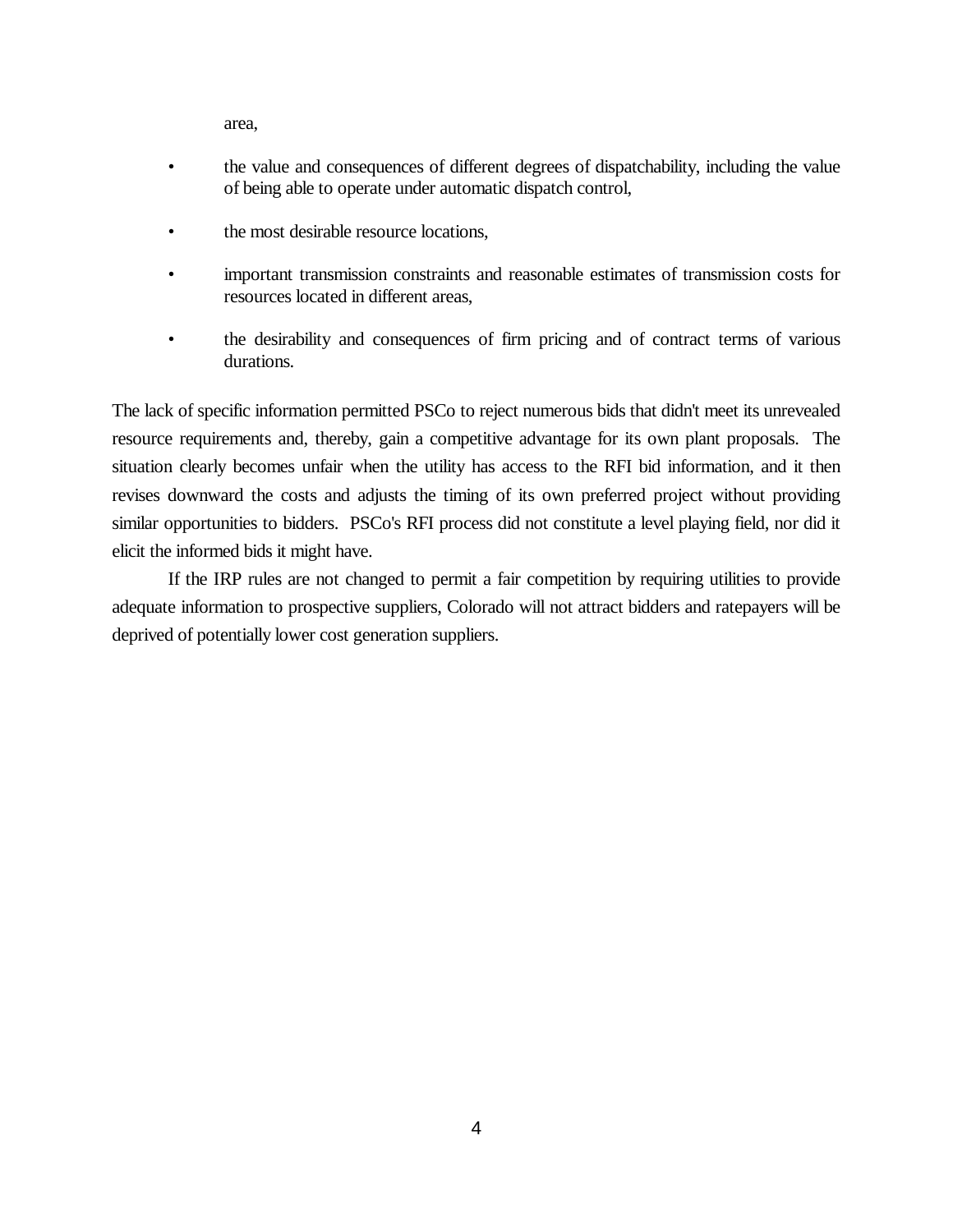area,

- the value and consequences of different degrees of dispatchability, including the value of being able to operate under automatic dispatch control,
- the most desirable resource locations,
- important transmission constraints and reasonable estimates of transmission costs for resources located in different areas,
- the desirability and consequences of firm pricing and of contract terms of various durations.

The lack of specific information permitted PSCo to reject numerous bids that didn't meet its unrevealed resource requirements and, thereby, gain a competitive advantage for its own plant proposals. The situation clearly becomes unfair when the utility has access to the RFI bid information, and it then revises downward the costs and adjusts the timing of its own preferred project without providing similar opportunities to bidders. PSCo's RFI process did not constitute a level playing field, nor did it elicit the informed bids it might have.

If the IRP rules are not changed to permit a fair competition by requiring utilities to provide adequate information to prospective suppliers, Colorado will not attract bidders and ratepayers will be deprived of potentially lower cost generation suppliers.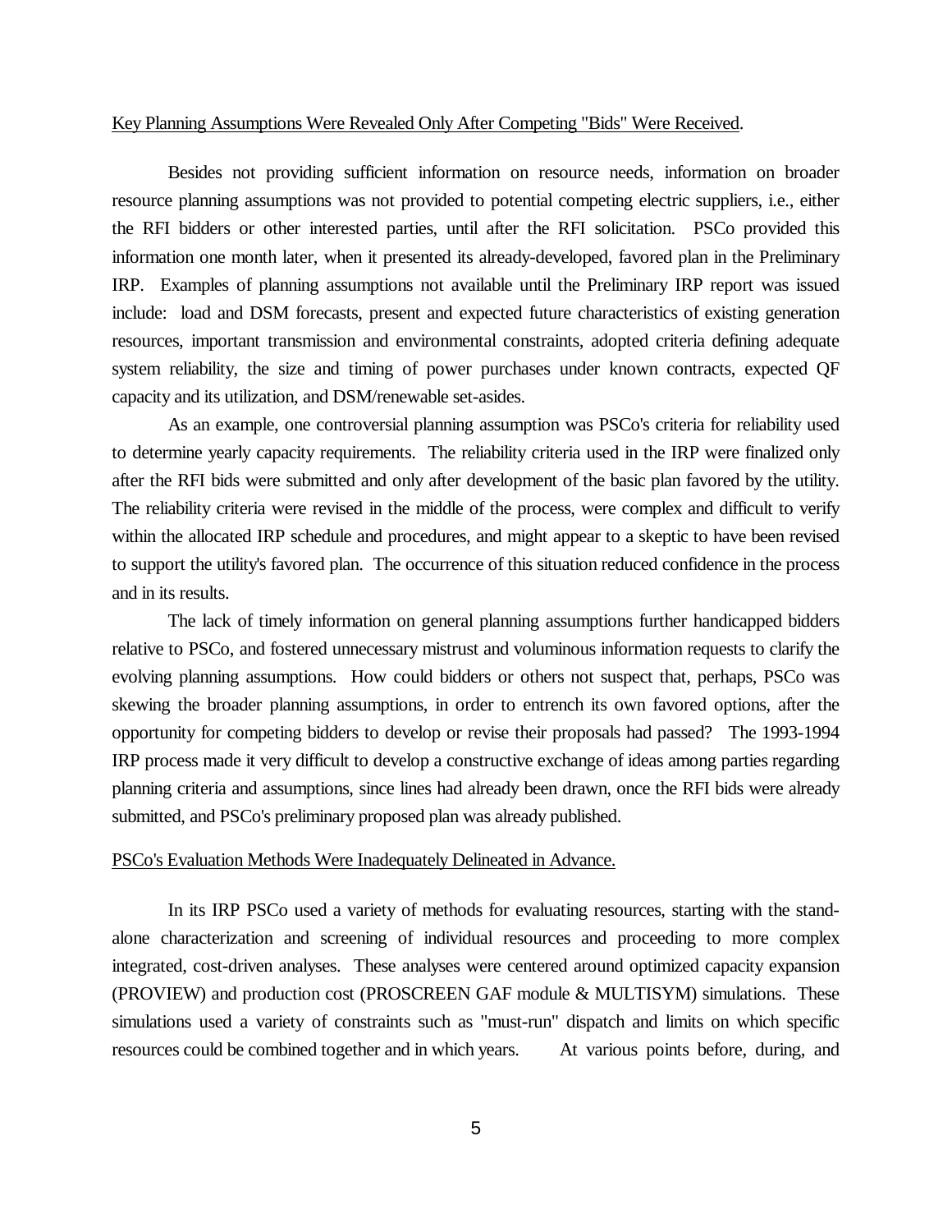Key Planning Assumptions Were Revealed Only After Competing "Bids" Were Received.

Besides not providing sufficient information on resource needs, information on broader resource planning assumptions was not provided to potential competing electric suppliers, i.e., either the RFI bidders or other interested parties, until after the RFI solicitation. PSCo provided this information one month later, when it presented its already-developed, favored plan in the Preliminary IRP. Examples of planning assumptions not available until the Preliminary IRP report was issued include: load and DSM forecasts, present and expected future characteristics of existing generation resources, important transmission and environmental constraints, adopted criteria defining adequate system reliability, the size and timing of power purchases under known contracts, expected QF capacity and its utilization, and DSM/renewable set-asides.

As an example, one controversial planning assumption was PSCo's criteria for reliability used to determine yearly capacity requirements. The reliability criteria used in the IRP were finalized only after the RFI bids were submitted and only after development of the basic plan favored by the utility. The reliability criteria were revised in the middle of the process, were complex and difficult to verify within the allocated IRP schedule and procedures, and might appear to a skeptic to have been revised to support the utility's favored plan. The occurrence of this situation reduced confidence in the process and in its results.

The lack of timely information on general planning assumptions further handicapped bidders relative to PSCo, and fostered unnecessary mistrust and voluminous information requests to clarify the evolving planning assumptions. How could bidders or others not suspect that, perhaps, PSCo was skewing the broader planning assumptions, in order to entrench its own favored options, after the opportunity for competing bidders to develop or revise their proposals had passed? The 1993-1994 IRP process made it very difficult to develop a constructive exchange of ideas among parties regarding planning criteria and assumptions, since lines had already been drawn, once the RFI bids were already submitted, and PSCo's preliminary proposed plan was already published.

PSCo's Evaluation Methods Were Inadequately Delineated in Advance.

In its IRP PSCo used a variety of methods for evaluating resources, starting with the stand-alone characterization and screening of individual resources and proceeding to more complex integrated, cost-driven analyses. These analyses were centered around optimized capacity expansion (PROVIEW) and production cost (PROSCREEN GAF module & MULTISYM) simulations. These simulations used a variety of constraints such as "must-run" dispatch and limits on which specific resources could be combined together and in which years. At various points before, during, and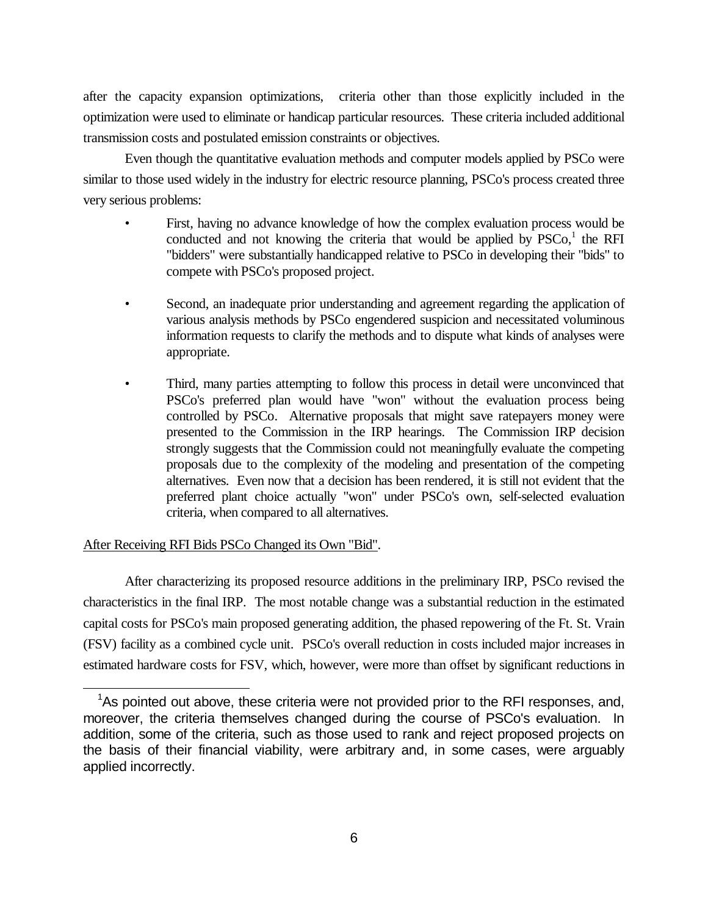after the capacity expansion optimizations, criteria other than those explicitly included in the optimization were used to eliminate or handicap particular resources. These criteria included additional transmission costs and postulated emission constraints or objectives.

Even though the quantitative evaluation methods and computer models applied by PSCo were similar to those used widely in the industry for electric resource planning, PSCo's process created three very serious problems:

- First, having no advance knowledge of how the complex evaluation process would be conducted and not knowing the criteria that would be applied by PSCo,[1] the RFI "bidders" were substantially handicapped relative to PSCo in developing their "bids" to compete with PSCo's proposed project.

- Second, an inadequate prior understanding and agreement regarding the application of various analysis methods by PSCo engendered suspicion and necessitated voluminous information requests to clarify the methods and to dispute what kinds of analyses were appropriate.

- Third, many parties attempting to follow this process in detail were unconvinced that PSCo's preferred plan would have "won" without the evaluation process being controlled by PSCo. Alternative proposals that might save ratepayers money were presented to the Commission in the IRP hearings. The Commission IRP decision strongly suggests that the Commission could not meaningfully evaluate the competing proposals due to the complexity of the modeling and presentation of the competing alternatives. Even now that a decision has been rendered, it is still not evident that the preferred plant choice actually "won" under PSCo's own, self-selected evaluation criteria, when compared to all alternatives.

<u>After Receiving RFI Bids PSCo Changed its Own "Bid"</u>.

After characterizing its proposed resource additions in the preliminary IRP, PSCo revised the characteristics in the final IRP. The most notable change was a substantial reduction in the estimated capital costs for PSCo's main proposed generating addition, the phased repowering of the Ft. St. Vrain (FSV) facility as a combined cycle unit. PSCo's overall reduction in costs included major increases in estimated hardware costs for FSV, which, however, were more than offset by significant reductions in

[1] As pointed out above, these criteria were not provided prior to the RFI responses, and, moreover, the criteria themselves changed during the course of PSCo's evaluation. In addition, some of the criteria, such as those used to rank and reject proposed projects on the basis of their financial viability, were arbitrary and, in some cases, were arguably applied incorrectly.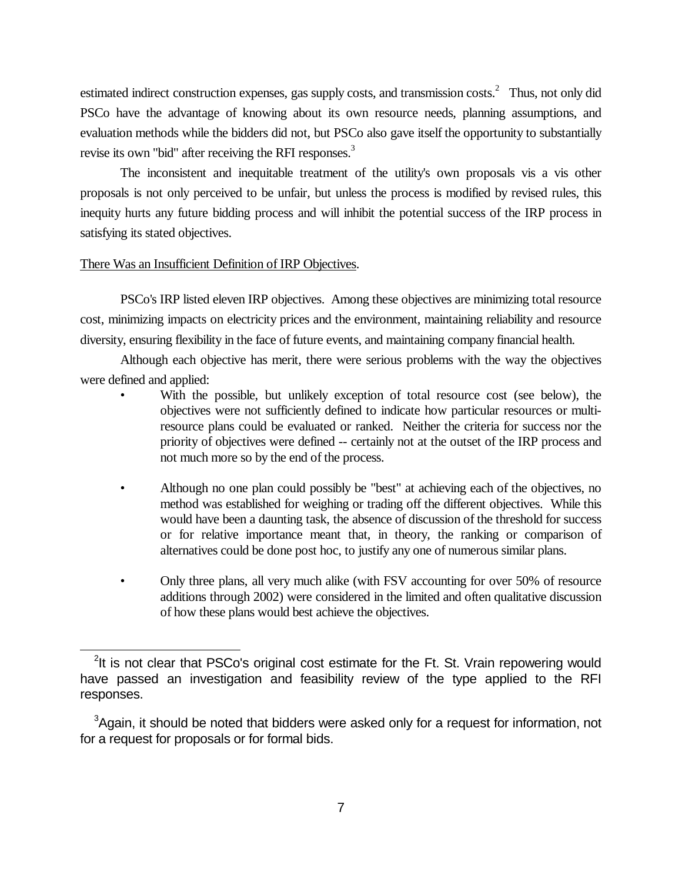estimated indirect construction expenses, gas supply costs, and transmission costs.[2] Thus, not only did PSCo have the advantage of knowing about its own resource needs, planning assumptions, and evaluation methods while the bidders did not, but PSCo also gave itself the opportunity to substantially revise its own "bid" after receiving the RFI responses.[3]

The inconsistent and inequitable treatment of the utility's own proposals vis a vis other proposals is not only perceived to be unfair, but unless the process is modified by revised rules, this inequity hurts any future bidding process and will inhibit the potential success of the IRP process in satisfying its stated objectives.

There Was an Insufficient Definition of IRP Objectives.

PSCo's IRP listed eleven IRP objectives. Among these objectives are minimizing total resource cost, minimizing impacts on electricity prices and the environment, maintaining reliability and resource diversity, ensuring flexibility in the face of future events, and maintaining company financial health.

Although each objective has merit, there were serious problems with the way the objectives were defined and applied:

- With the possible, but unlikely exception of total resource cost (see below), the objectives were not sufficiently defined to indicate how particular resources or multi-resource plans could be evaluated or ranked. Neither the criteria for success nor the priority of objectives were defined -- certainly not at the outset of the IRP process and not much more so by the end of the process.

- Although no one plan could possibly be "best" at achieving each of the objectives, no method was established for weighing or trading off the different objectives. While this would have been a daunting task, the absence of discussion of the threshold for success or for relative importance meant that, in theory, the ranking or comparison of alternatives could be done post hoc, to justify any one of numerous similar plans.

- Only three plans, all very much alike (with FSV accounting for over 50% of resource additions through 2002) were considered in the limited and often qualitative discussion of how these plans would best achieve the objectives.

---

[2] It is not clear that PSCo's original cost estimate for the Ft. St. Vrain repowering would have passed an investigation and feasibility review of the type applied to the RFI responses.

[3] Again, it should be noted that bidders were asked only for a request for information, not for a request for proposals or for formal bids.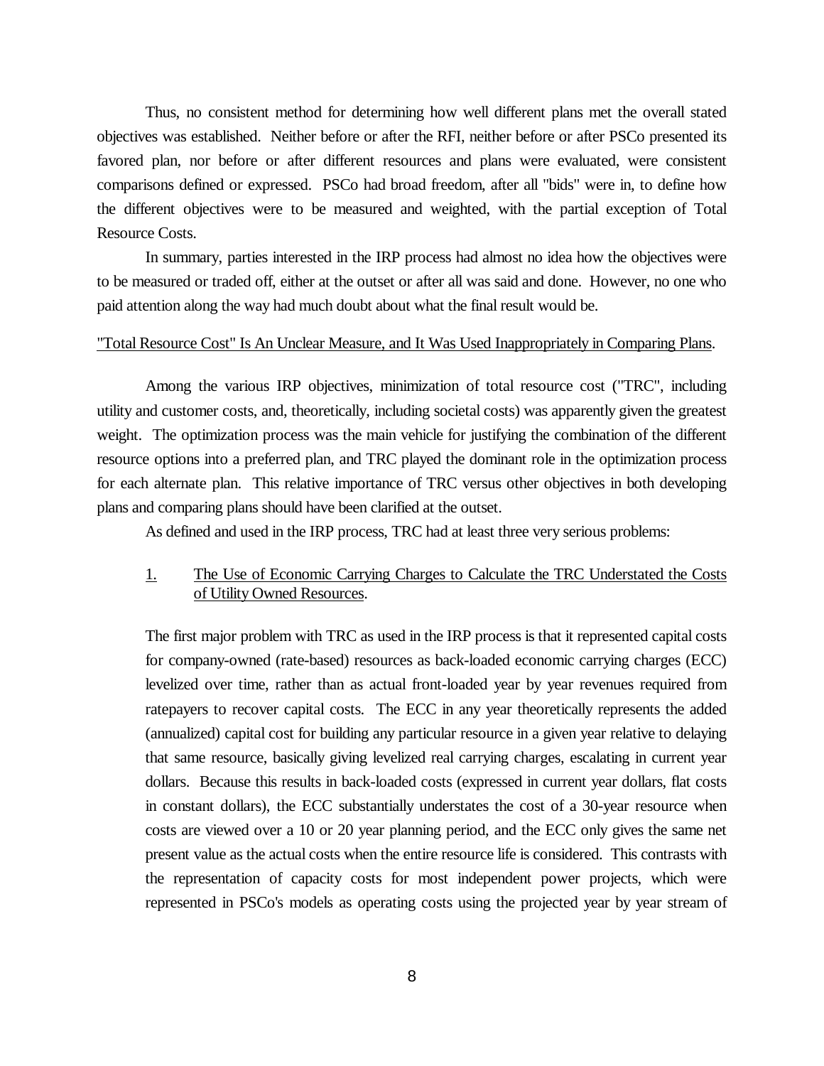Thus, no consistent method for determining how well different plans met the overall stated objectives was established. Neither before or after the RFI, neither before or after PSCo presented its favored plan, nor before or after different resources and plans were evaluated, were consistent comparisons defined or expressed. PSCo had broad freedom, after all "bids" were in, to define how the different objectives were to be measured and weighted, with the partial exception of Total Resource Costs.

In summary, parties interested in the IRP process had almost no idea how the objectives were to be measured or traded off, either at the outset or after all was said and done. However, no one who paid attention along the way had much doubt about what the final result would be.

<u>"Total Resource Cost" Is An Unclear Measure, and It Was Used Inappropriately in Comparing Plans</u>.

Among the various IRP objectives, minimization of total resource cost ("TRC", including utility and customer costs, and, theoretically, including societal costs) was apparently given the greatest weight. The optimization process was the main vehicle for justifying the combination of the different resource options into a preferred plan, and TRC played the dominant role in the optimization process for each alternate plan. This relative importance of TRC versus other objectives in both developing plans and comparing plans should have been clarified at the outset.

As defined and used in the IRP process, TRC had at least three very serious problems:

1. <u>The Use of Economic Carrying Charges to Calculate the TRC Understated the Costs of Utility Owned Resources</u>.

   The first major problem with TRC as used in the IRP process is that it represented capital costs for company-owned (rate-based) resources as back-loaded economic carrying charges (ECC) levelized over time, rather than as actual front-loaded year by year revenues required from ratepayers to recover capital costs. The ECC in any year theoretically represents the added (annualized) capital cost for building any particular resource in a given year relative to delaying that same resource, basically giving levelized real carrying charges, escalating in current year dollars. Because this results in back-loaded costs (expressed in current year dollars, flat costs in constant dollars), the ECC substantially understates the cost of a 30-year resource when costs are viewed over a 10 or 20 year planning period, and the ECC only gives the same net present value as the actual costs when the entire resource life is considered. This contrasts with the representation of capacity costs for most independent power projects, which were represented in PSCo's models as operating costs using the projected year by year stream of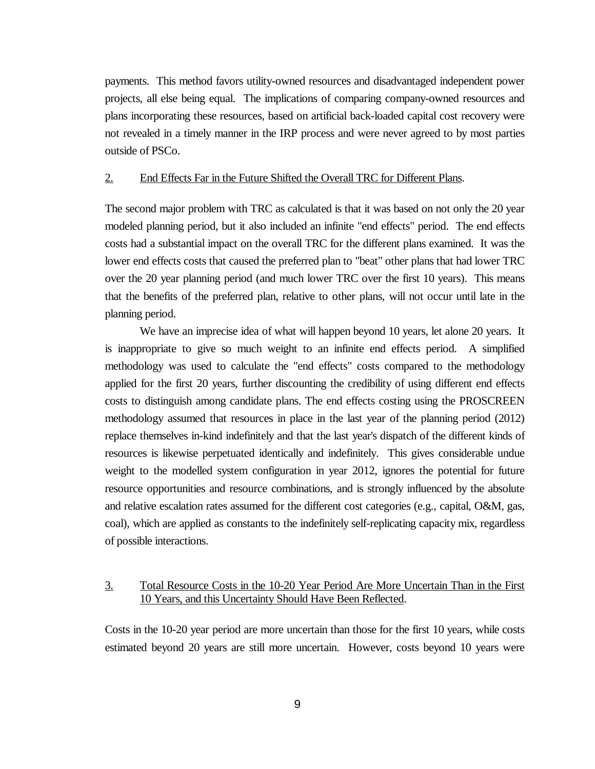payments. This method favors utility-owned resources and disadvantaged independent power projects, all else being equal. The implications of comparing company-owned resources and plans incorporating these resources, based on artificial back-loaded capital cost recovery were not revealed in a timely manner in the IRP process and were never agreed to by most parties outside of PSCo.

2. <u>End Effects Far in the Future Shifted the Overall TRC for Different Plans</u>.

The second major problem with TRC as calculated is that it was based on not only the 20 year modeled planning period, but it also included an infinite "end effects" period. The end effects costs had a substantial impact on the overall TRC for the different plans examined. It was the lower end effects costs that caused the preferred plan to "beat" other plans that had lower TRC over the 20 year planning period (and much lower TRC over the first 10 years). This means that the benefits of the preferred plan, relative to other plans, will not occur until late in the planning period.

We have an imprecise idea of what will happen beyond 10 years, let alone 20 years. It is inappropriate to give so much weight to an infinite end effects period. A simplified methodology was used to calculate the "end effects" costs compared to the methodology applied for the first 20 years, further discounting the credibility of using different end effects costs to distinguish among candidate plans. The end effects costing using the PROSCREEN methodology assumed that resources in place in the last year of the planning period (2012) replace themselves in-kind indefinitely and that the last year's dispatch of the different kinds of resources is likewise perpetuated identically and indefinitely. This gives considerable undue weight to the modelled system configuration in year 2012, ignores the potential for future resource opportunities and resource combinations, and is strongly influenced by the absolute and relative escalation rates assumed for the different cost categories (e.g., capital, O&M, gas, coal), which are applied as constants to the indefinitely self-replicating capacity mix, regardless of possible interactions.

3. <u>Total Resource Costs in the 10-20 Year Period Are More Uncertain Than in the First 10 Years, and this Uncertainty Should Have Been Reflected</u>.

Costs in the 10-20 year period are more uncertain than those for the first 10 years, while costs estimated beyond 20 years are still more uncertain. However, costs beyond 10 years were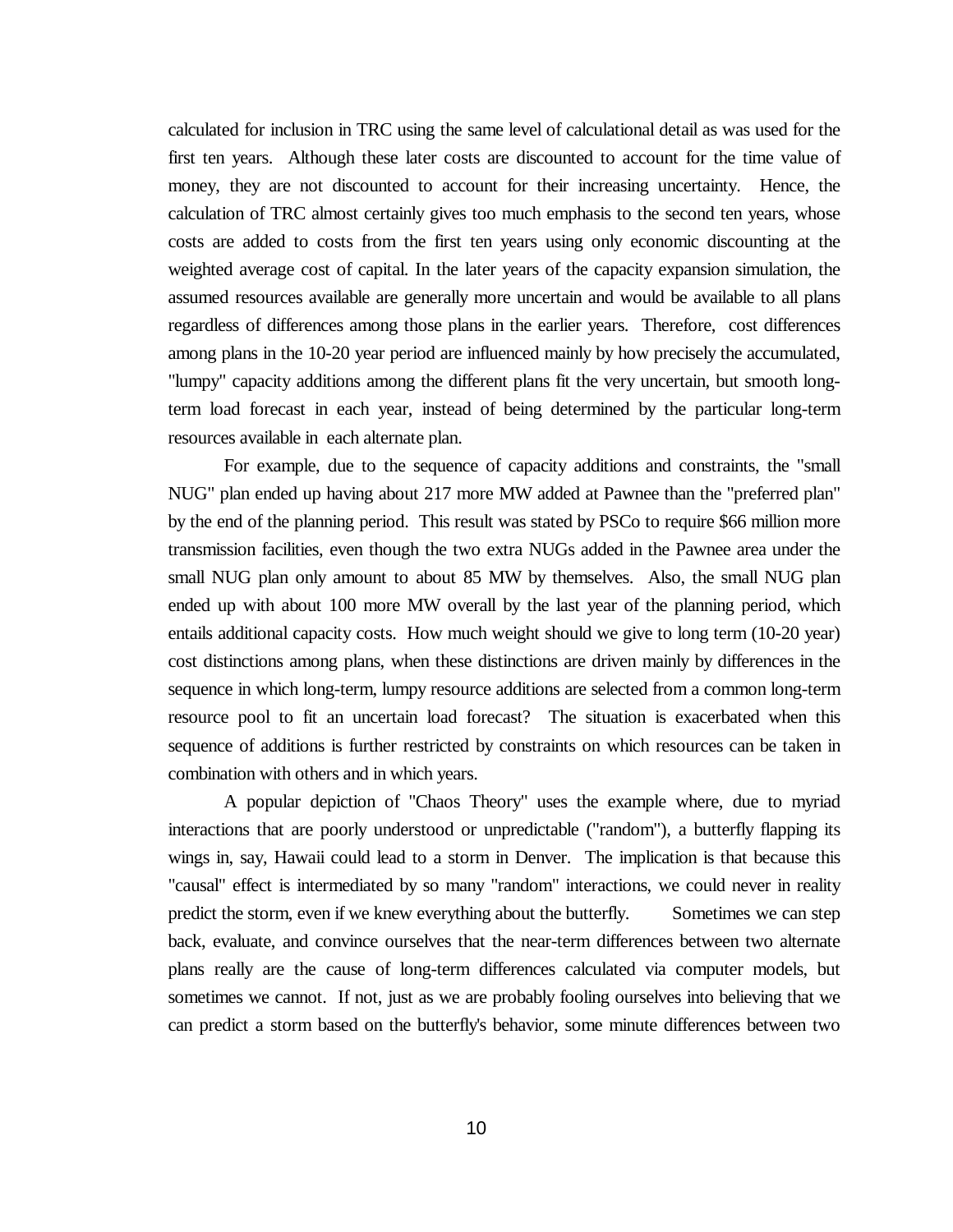calculated for inclusion in TRC using the same level of calculational detail as was used for the first ten years. Although these later costs are discounted to account for the time value of money, they are not discounted to account for their increasing uncertainty. Hence, the calculation of TRC almost certainly gives too much emphasis to the second ten years, whose costs are added to costs from the first ten years using only economic discounting at the weighted average cost of capital. In the later years of the capacity expansion simulation, the assumed resources available are generally more uncertain and would be available to all plans regardless of differences among those plans in the earlier years. Therefore, cost differences among plans in the 10-20 year period are influenced mainly by how precisely the accumulated, "lumpy" capacity additions among the different plans fit the very uncertain, but smooth long-term load forecast in each year, instead of being determined by the particular long-term resources available in each alternate plan.

For example, due to the sequence of capacity additions and constraints, the "small NUG" plan ended up having about 217 more MW added at Pawnee than the "preferred plan" by the end of the planning period. This result was stated by PSCo to require $66 million more transmission facilities, even though the two extra NUGs added in the Pawnee area under the small NUG plan only amount to about 85 MW by themselves. Also, the small NUG plan ended up with about 100 more MW overall by the last year of the planning period, which entails additional capacity costs. How much weight should we give to long term (10-20 year) cost distinctions among plans, when these distinctions are driven mainly by differences in the sequence in which long-term, lumpy resource additions are selected from a common long-term resource pool to fit an uncertain load forecast? The situation is exacerbated when this sequence of additions is further restricted by constraints on which resources can be taken in combination with others and in which years.

A popular depiction of "Chaos Theory" uses the example where, due to myriad interactions that are poorly understood or unpredictable ("random"), a butterfly flapping its wings in, say, Hawaii could lead to a storm in Denver. The implication is that because this "causal" effect is intermediated by so many "random" interactions, we could never in reality predict the storm, even if we knew everything about the butterfly. Sometimes we can step back, evaluate, and convince ourselves that the near-term differences between two alternate plans really are the cause of long-term differences calculated via computer models, but sometimes we cannot. If not, just as we are probably fooling ourselves into believing that we can predict a storm based on the butterfly's behavior, some minute differences between two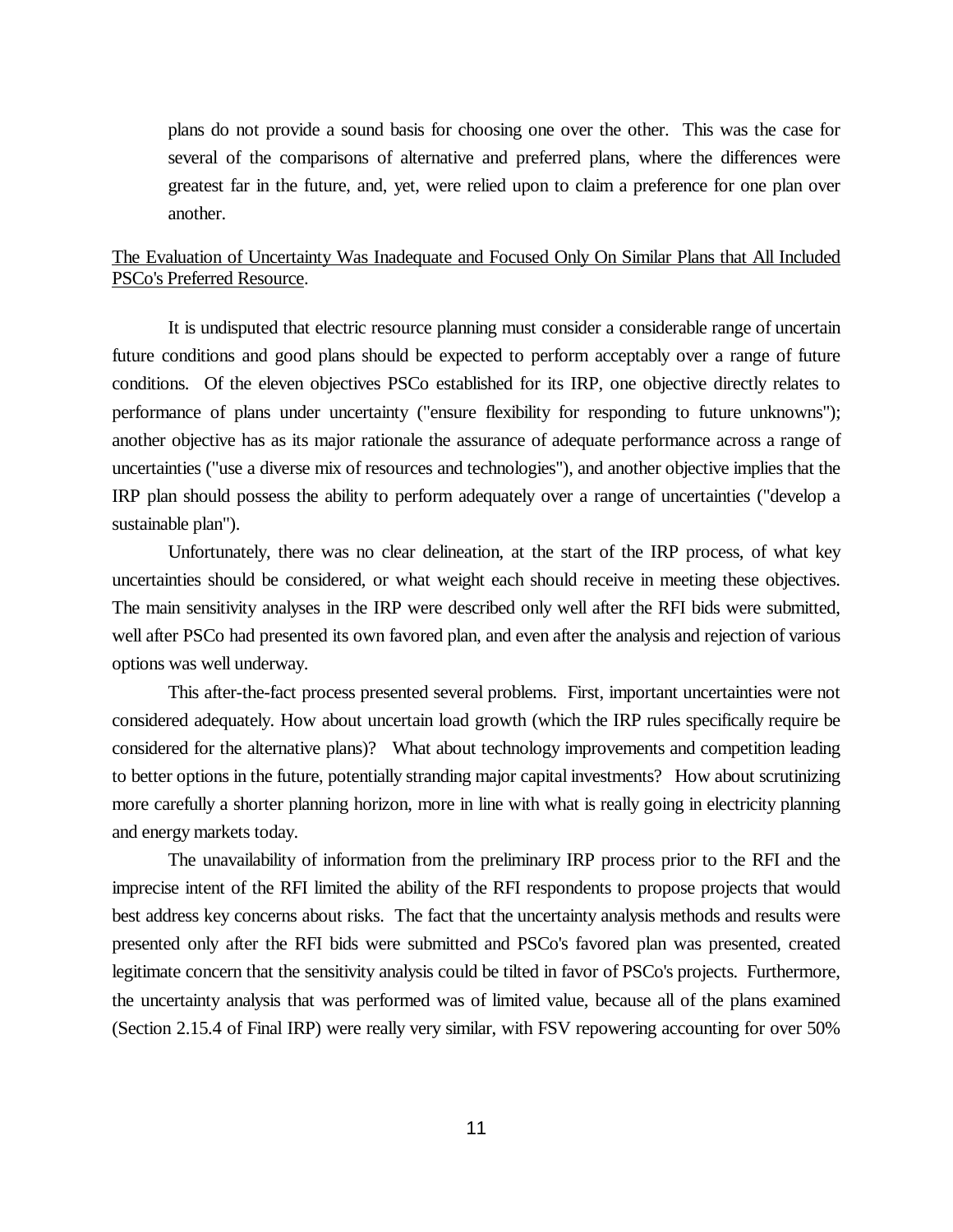plans do not provide a sound basis for choosing one over the other. This was the case for several of the comparisons of alternative and preferred plans, where the differences were greatest far in the future, and, yet, were relied upon to claim a preference for one plan over another.

<u>The Evaluation of Uncertainty Was Inadequate and Focused Only On Similar Plans that All Included PSCo's Preferred Resource</u>.

It is undisputed that electric resource planning must consider a considerable range of uncertain future conditions and good plans should be expected to perform acceptably over a range of future conditions. Of the eleven objectives PSCo established for its IRP, one objective directly relates to performance of plans under uncertainty ("ensure flexibility for responding to future unknowns"); another objective has as its major rationale the assurance of adequate performance across a range of uncertainties ("use a diverse mix of resources and technologies"), and another objective implies that the IRP plan should possess the ability to perform adequately over a range of uncertainties ("develop a sustainable plan").

Unfortunately, there was no clear delineation, at the start of the IRP process, of what key uncertainties should be considered, or what weight each should receive in meeting these objectives. The main sensitivity analyses in the IRP were described only well after the RFI bids were submitted, well after PSCo had presented its own favored plan, and even after the analysis and rejection of various options was well underway.

This after-the-fact process presented several problems. First, important uncertainties were not considered adequately. How about uncertain load growth (which the IRP rules specifically require be considered for the alternative plans)? What about technology improvements and competition leading to better options in the future, potentially stranding major capital investments? How about scrutinizing more carefully a shorter planning horizon, more in line with what is really going in electricity planning and energy markets today.

The unavailability of information from the preliminary IRP process prior to the RFI and the imprecise intent of the RFI limited the ability of the RFI respondents to propose projects that would best address key concerns about risks. The fact that the uncertainty analysis methods and results were presented only after the RFI bids were submitted and PSCo's favored plan was presented, created legitimate concern that the sensitivity analysis could be tilted in favor of PSCo's projects. Furthermore, the uncertainty analysis that was performed was of limited value, because all of the plans examined (Section 2.15.4 of Final IRP) were really very similar, with FSV repowering accounting for over 50%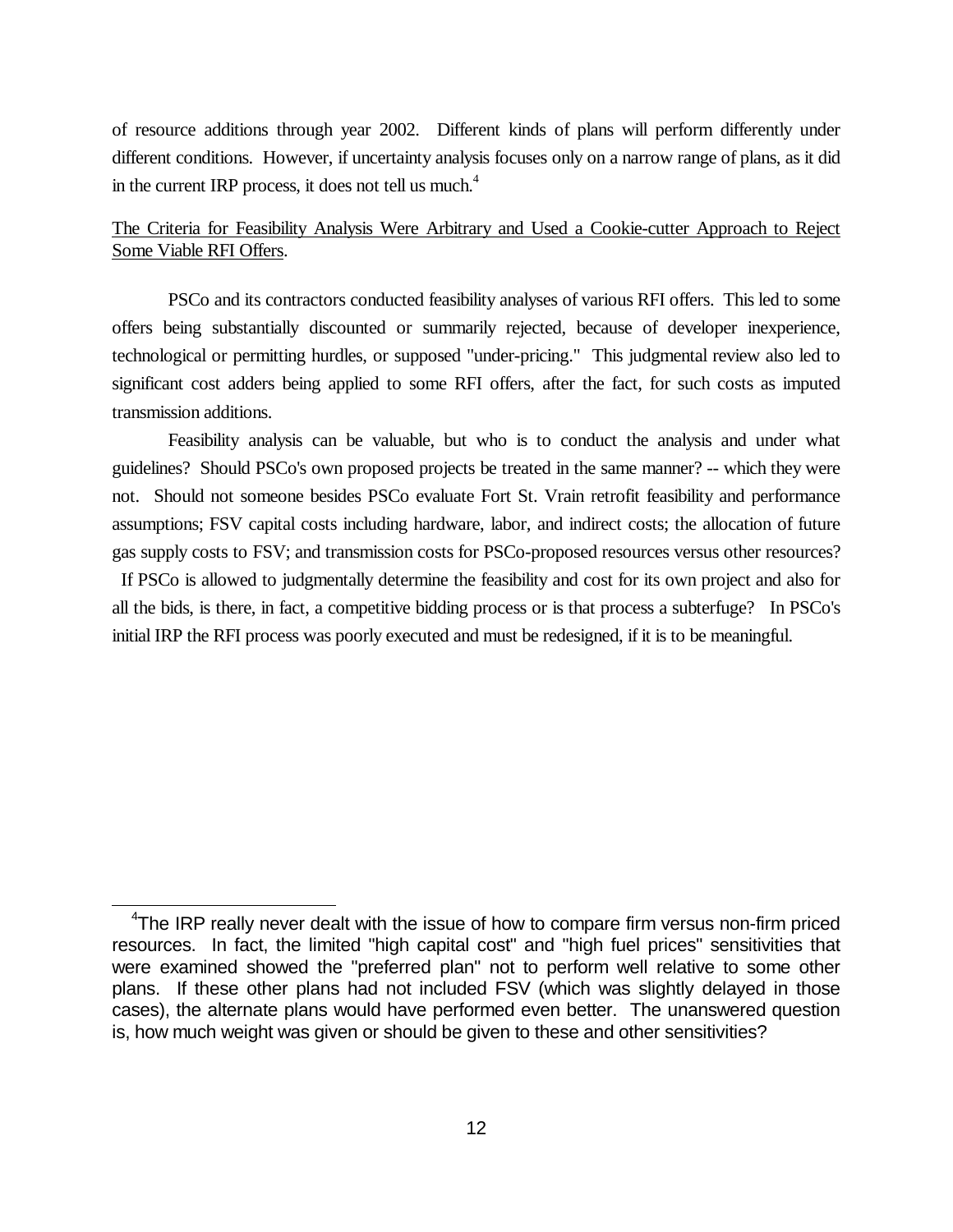of resource additions through year 2002. Different kinds of plans will perform differently under different conditions. However, if uncertainty analysis focuses only on a narrow range of plans, as it did in the current IRP process, it does not tell us much.[4]

<u>The Criteria for Feasibility Analysis Were Arbitrary and Used a Cookie-cutter Approach to Reject Some Viable RFI Offers</u>.

PSCo and its contractors conducted feasibility analyses of various RFI offers. This led to some offers being substantially discounted or summarily rejected, because of developer inexperience, technological or permitting hurdles, or supposed "under-pricing." This judgmental review also led to significant cost adders being applied to some RFI offers, after the fact, for such costs as imputed transmission additions.

Feasibility analysis can be valuable, but who is to conduct the analysis and under what guidelines? Should PSCo's own proposed projects be treated in the same manner? -- which they were not. Should not someone besides PSCo evaluate Fort St. Vrain retrofit feasibility and performance assumptions; FSV capital costs including hardware, labor, and indirect costs; the allocation of future gas supply costs to FSV; and transmission costs for PSCo-proposed resources versus other resources? If PSCo is allowed to judgmentally determine the feasibility and cost for its own project and also for all the bids, is there, in fact, a competitive bidding process or is that process a subterfuge? In PSCo's initial IRP the RFI process was poorly executed and must be redesigned, if it is to be meaningful.

---

[4]The IRP really never dealt with the issue of how to compare firm versus non-firm priced resources. In fact, the limited "high capital cost" and "high fuel prices" sensitivities that were examined showed the "preferred plan" not to perform well relative to some other plans. If these other plans had not included FSV (which was slightly delayed in those cases), the alternate plans would have performed even better. The unanswered question is, how much weight was given or should be given to these and other sensitivities?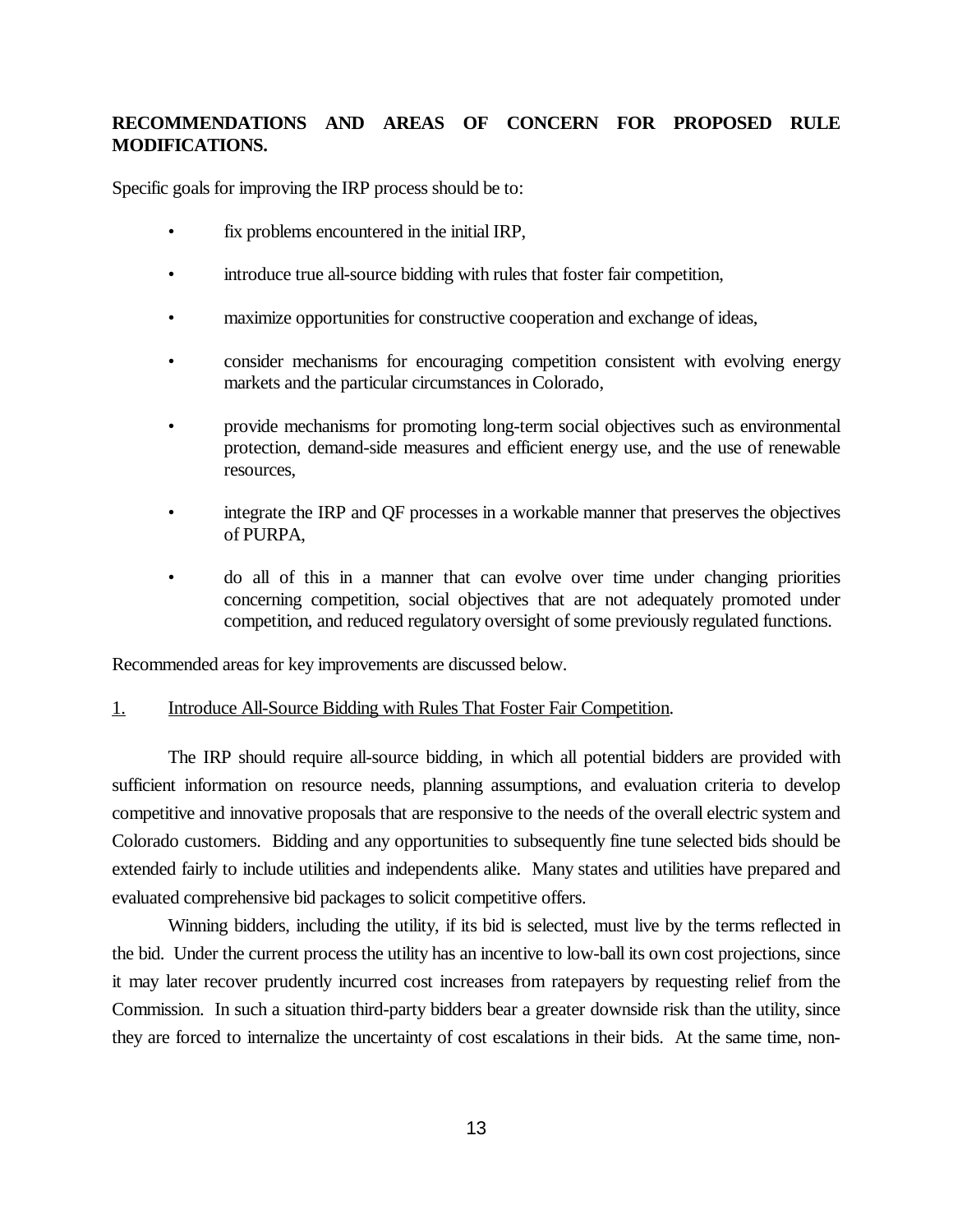**RECOMMENDATIONS AND AREAS OF CONCERN FOR PROPOSED RULE MODIFICATIONS.**

Specific goals for improving the IRP process should be to:

- fix problems encountered in the initial IRP,
- introduce true all-source bidding with rules that foster fair competition,
- maximize opportunities for constructive cooperation and exchange of ideas,
- consider mechanisms for encouraging competition consistent with evolving energy markets and the particular circumstances in Colorado,
- provide mechanisms for promoting long-term social objectives such as environmental protection, demand-side measures and efficient energy use, and the use of renewable resources,
- integrate the IRP and QF processes in a workable manner that preserves the objectives of PURPA,
- do all of this in a manner that can evolve over time under changing priorities concerning competition, social objectives that are not adequately promoted under competition, and reduced regulatory oversight of some previously regulated functions.

Recommended areas for key improvements are discussed below.

<u>1.</u> <u>Introduce All-Source Bidding with Rules That Foster Fair Competition</u>.

The IRP should require all-source bidding, in which all potential bidders are provided with sufficient information on resource needs, planning assumptions, and evaluation criteria to develop competitive and innovative proposals that are responsive to the needs of the overall electric system and Colorado customers. Bidding and any opportunities to subsequently fine tune selected bids should be extended fairly to include utilities and independents alike. Many states and utilities have prepared and evaluated comprehensive bid packages to solicit competitive offers.

Winning bidders, including the utility, if its bid is selected, must live by the terms reflected in the bid. Under the current process the utility has an incentive to low-ball its own cost projections, since it may later recover prudently incurred cost increases from ratepayers by requesting relief from the Commission. In such a situation third-party bidders bear a greater downside risk than the utility, since they are forced to internalize the uncertainty of cost escalations in their bids. At the same time, non-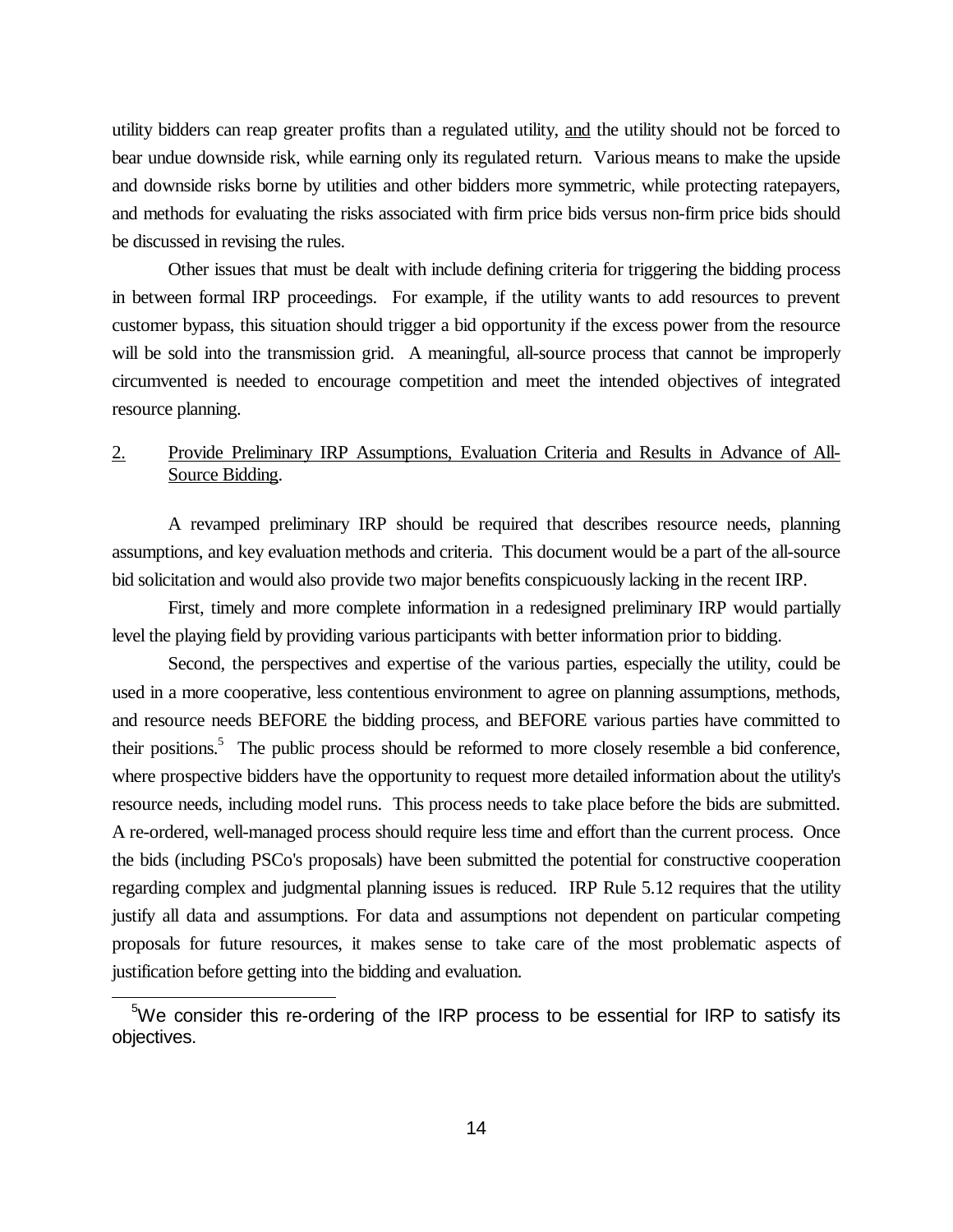utility bidders can reap greater profits than a regulated utility, and the utility should not be forced to bear undue downside risk, while earning only its regulated return. Various means to make the upside and downside risks borne by utilities and other bidders more symmetric, while protecting ratepayers, and methods for evaluating the risks associated with firm price bids versus non-firm price bids should be discussed in revising the rules.

Other issues that must be dealt with include defining criteria for triggering the bidding process in between formal IRP proceedings. For example, if the utility wants to add resources to prevent customer bypass, this situation should trigger a bid opportunity if the excess power from the resource will be sold into the transmission grid. A meaningful, all-source process that cannot be improperly circumvented is needed to encourage competition and meet the intended objectives of integrated resource planning.

## 2. Provide Preliminary IRP Assumptions, Evaluation Criteria and Results in Advance of All-Source Bidding.

A revamped preliminary IRP should be required that describes resource needs, planning assumptions, and key evaluation methods and criteria. This document would be a part of the all-source bid solicitation and would also provide two major benefits conspicuously lacking in the recent IRP.

First, timely and more complete information in a redesigned preliminary IRP would partially level the playing field by providing various participants with better information prior to bidding.

Second, the perspectives and expertise of the various parties, especially the utility, could be used in a more cooperative, less contentious environment to agree on planning assumptions, methods, and resource needs BEFORE the bidding process, and BEFORE various parties have committed to their positions.[5] The public process should be reformed to more closely resemble a bid conference, where prospective bidders have the opportunity to request more detailed information about the utility's resource needs, including model runs. This process needs to take place before the bids are submitted. A re-ordered, well-managed process should require less time and effort than the current process. Once the bids (including PSCo's proposals) have been submitted the potential for constructive cooperation regarding complex and judgmental planning issues is reduced. IRP Rule 5.12 requires that the utility justify all data and assumptions. For data and assumptions not dependent on particular competing proposals for future resources, it makes sense to take care of the most problematic aspects of justification before getting into the bidding and evaluation.

[5] We consider this re-ordering of the IRP process to be essential for IRP to satisfy its objectives.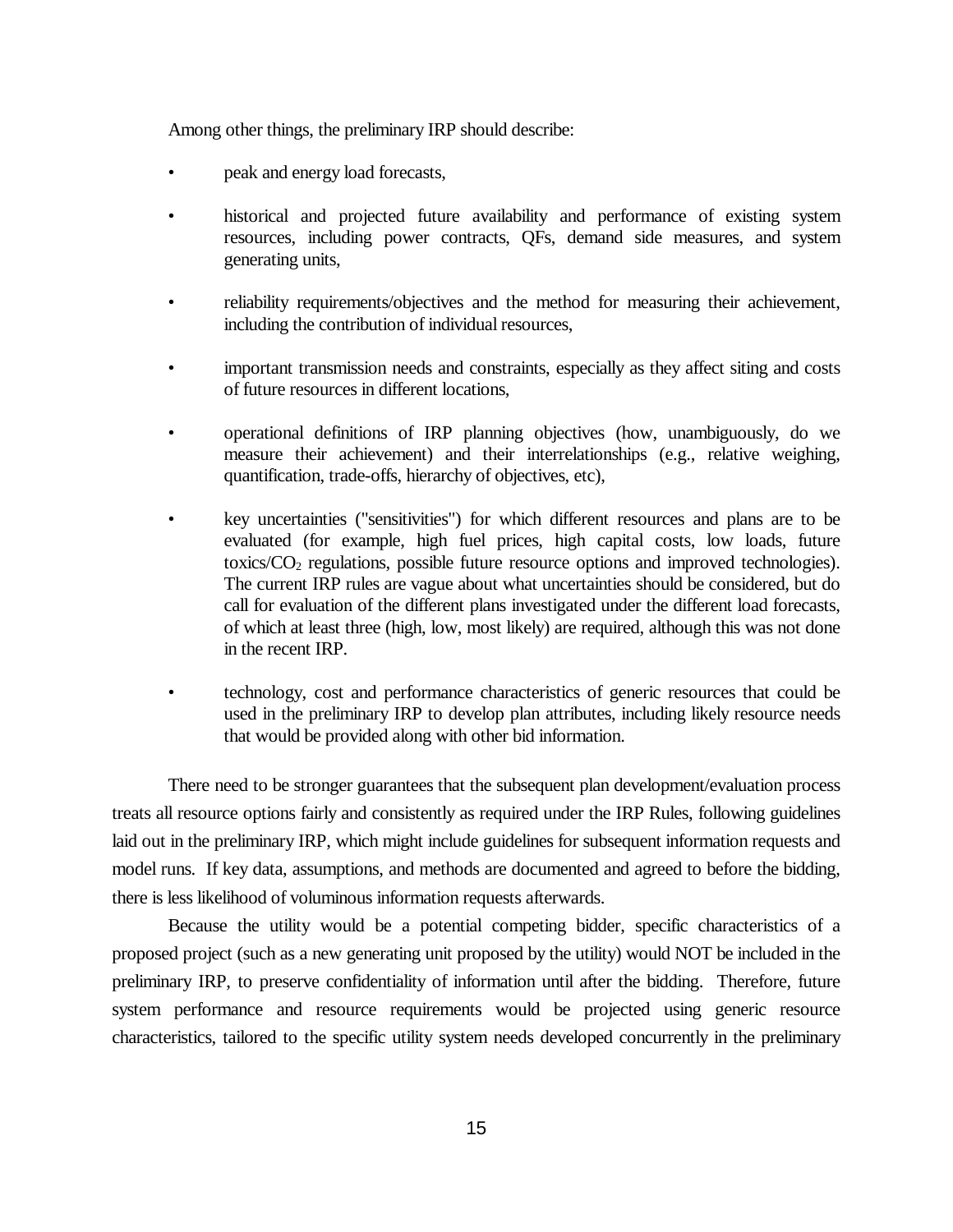Among other things, the preliminary IRP should describe:

- peak and energy load forecasts,
- historical and projected future availability and performance of existing system resources, including power contracts, QFs, demand side measures, and system generating units,
- reliability requirements/objectives and the method for measuring their achievement, including the contribution of individual resources,
- important transmission needs and constraints, especially as they affect siting and costs of future resources in different locations,
- operational definitions of IRP planning objectives (how, unambiguously, do we measure their achievement) and their interrelationships (e.g., relative weighing, quantification, trade-offs, hierarchy of objectives, etc),
- key uncertainties ("sensitivities") for which different resources and plans are to be evaluated (for example, high fuel prices, high capital costs, low loads, future toxics/$CO_2$ regulations, possible future resource options and improved technologies). The current IRP rules are vague about what uncertainties should be considered, but do call for evaluation of the different plans investigated under the different load forecasts, of which at least three (high, low, most likely) are required, although this was not done in the recent IRP.
- technology, cost and performance characteristics of generic resources that could be used in the preliminary IRP to develop plan attributes, including likely resource needs that would be provided along with other bid information.

There need to be stronger guarantees that the subsequent plan development/evaluation process treats all resource options fairly and consistently as required under the IRP Rules, following guidelines laid out in the preliminary IRP, which might include guidelines for subsequent information requests and model runs. If key data, assumptions, and methods are documented and agreed to before the bidding, there is less likelihood of voluminous information requests afterwards.

Because the utility would be a potential competing bidder, specific characteristics of a proposed project (such as a new generating unit proposed by the utility) would NOT be included in the preliminary IRP, to preserve confidentiality of information until after the bidding. Therefore, future system performance and resource requirements would be projected using generic resource characteristics, tailored to the specific utility system needs developed concurrently in the preliminary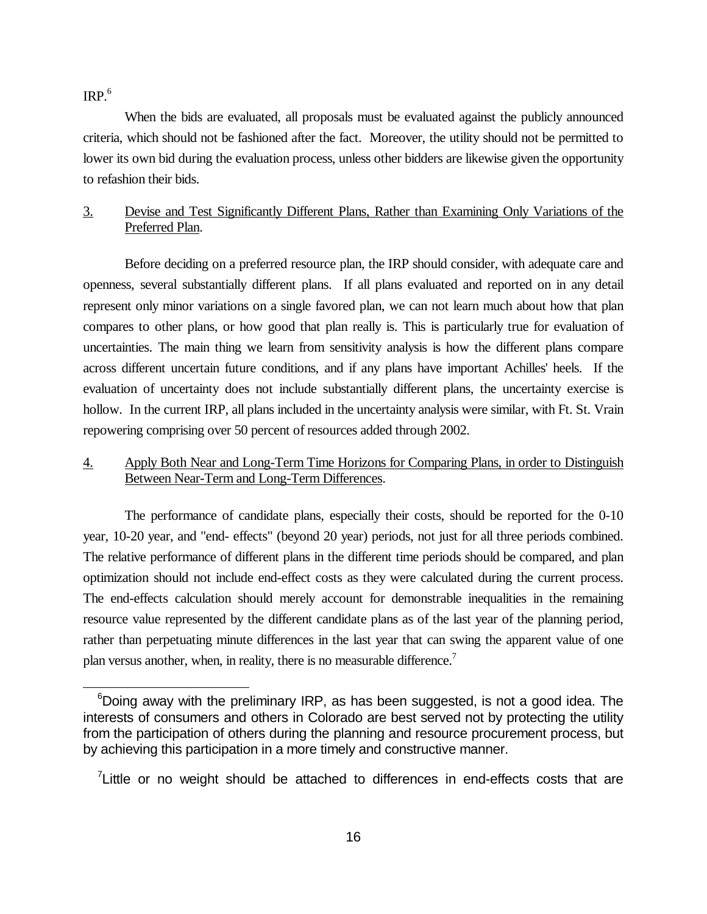IRP.[6]

When the bids are evaluated, all proposals must be evaluated against the publicly announced criteria, which should not be fashioned after the fact. Moreover, the utility should not be permitted to lower its own bid during the evaluation process, unless other bidders are likewise given the opportunity to refashion their bids.

3. Devise and Test Significantly Different Plans, Rather than Examining Only Variations of the Preferred Plan.

Before deciding on a preferred resource plan, the IRP should consider, with adequate care and openness, several substantially different plans. If all plans evaluated and reported on in any detail represent only minor variations on a single favored plan, we can not learn much about how that plan compares to other plans, or how good that plan really is. This is particularly true for evaluation of uncertainties. The main thing we learn from sensitivity analysis is how the different plans compare across different uncertain future conditions, and if any plans have important Achilles' heels. If the evaluation of uncertainty does not include substantially different plans, the uncertainty exercise is hollow. In the current IRP, all plans included in the uncertainty analysis were similar, with Ft. St. Vrain repowering comprising over 50 percent of resources added through 2002.

4. Apply Both Near and Long-Term Time Horizons for Comparing Plans, in order to Distinguish Between Near-Term and Long-Term Differences.

The performance of candidate plans, especially their costs, should be reported for the 0-10 year, 10-20 year, and "end- effects" (beyond 20 year) periods, not just for all three periods combined. The relative performance of different plans in the different time periods should be compared, and plan optimization should not include end-effect costs as they were calculated during the current process. The end-effects calculation should merely account for demonstrable inequalities in the remaining resource value represented by the different candidate plans as of the last year of the planning period, rather than perpetuating minute differences in the last year that can swing the apparent value of one plan versus another, when, in reality, there is no measurable difference.[7]

---

[6] Doing away with the preliminary IRP, as has been suggested, is not a good idea. The interests of consumers and others in Colorado are best served not by protecting the utility from the participation of others during the planning and resource procurement process, but by achieving this participation in a more timely and constructive manner.

[7] Little or no weight should be attached to differences in end-effects costs that are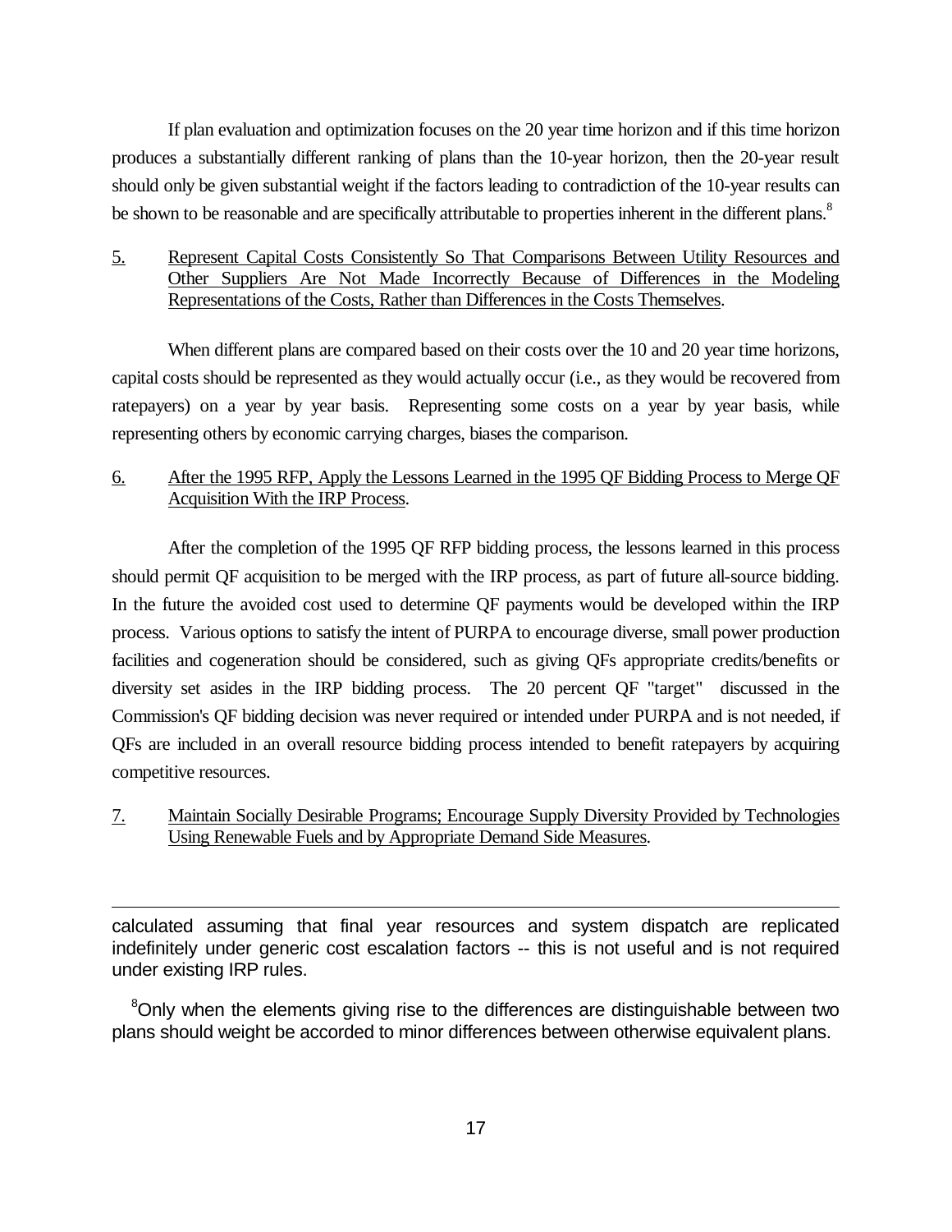If plan evaluation and optimization focuses on the 20 year time horizon and if this time horizon produces a substantially different ranking of plans than the 10-year horizon, then the 20-year result should only be given substantial weight if the factors leading to contradiction of the 10-year results can be shown to be reasonable and are specifically attributable to properties inherent in the different plans.[8]

5. Represent Capital Costs Consistently So That Comparisons Between Utility Resources and Other Suppliers Are Not Made Incorrectly Because of Differences in the Modeling Representations of the Costs, Rather than Differences in the Costs Themselves.

When different plans are compared based on their costs over the 10 and 20 year time horizons, capital costs should be represented as they would actually occur (i.e., as they would be recovered from ratepayers) on a year by year basis. Representing some costs on a year by year basis, while representing others by economic carrying charges, biases the comparison.

6. After the 1995 RFP, Apply the Lessons Learned in the 1995 QF Bidding Process to Merge QF Acquisition With the IRP Process.

After the completion of the 1995 QF RFP bidding process, the lessons learned in this process should permit QF acquisition to be merged with the IRP process, as part of future all-source bidding. In the future the avoided cost used to determine QF payments would be developed within the IRP process. Various options to satisfy the intent of PURPA to encourage diverse, small power production facilities and cogeneration should be considered, such as giving QFs appropriate credits/benefits or diversity set asides in the IRP bidding process. The 20 percent QF "target" discussed in the Commission's QF bidding decision was never required or intended under PURPA and is not needed, if QFs are included in an overall resource bidding process intended to benefit ratepayers by acquiring competitive resources.

7. Maintain Socially Desirable Programs; Encourage Supply Diversity Provided by Technologies Using Renewable Fuels and by Appropriate Demand Side Measures.

---

calculated assuming that final year resources and system dispatch are replicated indefinitely under generic cost escalation factors -- this is not useful and is not required under existing IRP rules.

[8] Only when the elements giving rise to the differences are distinguishable between two plans should weight be accorded to minor differences between otherwise equivalent plans.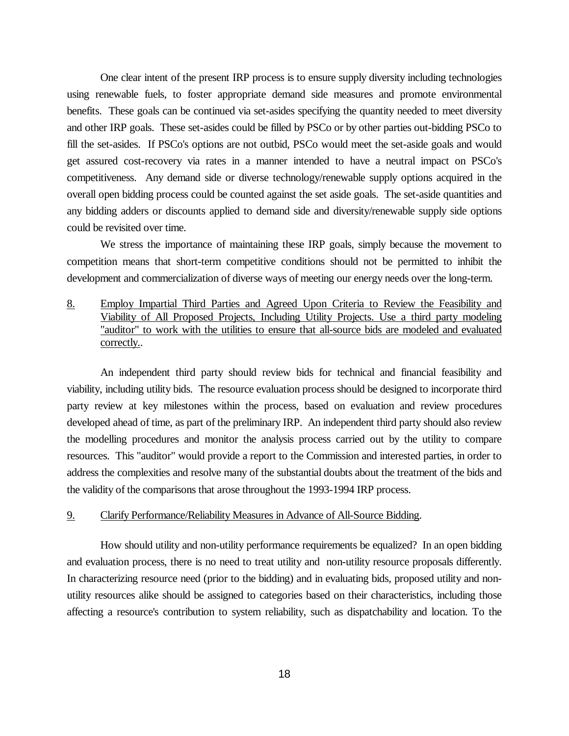One clear intent of the present IRP process is to ensure supply diversity including technologies using renewable fuels, to foster appropriate demand side measures and promote environmental benefits. These goals can be continued via set-asides specifying the quantity needed to meet diversity and other IRP goals. These set-asides could be filled by PSCo or by other parties out-bidding PSCo to fill the set-asides. If PSCo's options are not outbid, PSCo would meet the set-aside goals and would get assured cost-recovery via rates in a manner intended to have a neutral impact on PSCo's competitiveness. Any demand side or diverse technology/renewable supply options acquired in the overall open bidding process could be counted against the set aside goals. The set-aside quantities and any bidding adders or discounts applied to demand side and diversity/renewable supply side options could be revisited over time.

We stress the importance of maintaining these IRP goals, simply because the movement to competition means that short-term competitive conditions should not be permitted to inhibit the development and commercialization of diverse ways of meeting our energy needs over the long-term.

8. Employ Impartial Third Parties and Agreed Upon Criteria to Review the Feasibility and Viability of All Proposed Projects, Including Utility Projects. Use a third party modeling "auditor" to work with the utilities to ensure that all-source bids are modeled and evaluated correctly..

An independent third party should review bids for technical and financial feasibility and viability, including utility bids. The resource evaluation process should be designed to incorporate third party review at key milestones within the process, based on evaluation and review procedures developed ahead of time, as part of the preliminary IRP. An independent third party should also review the modelling procedures and monitor the analysis process carried out by the utility to compare resources. This "auditor" would provide a report to the Commission and interested parties, in order to address the complexities and resolve many of the substantial doubts about the treatment of the bids and the validity of the comparisons that arose throughout the 1993-1994 IRP process.

9. Clarify Performance/Reliability Measures in Advance of All-Source Bidding.

How should utility and non-utility performance requirements be equalized? In an open bidding and evaluation process, there is no need to treat utility and non-utility resource proposals differently. In characterizing resource need (prior to the bidding) and in evaluating bids, proposed utility and non-utility resources alike should be assigned to categories based on their characteristics, including those affecting a resource's contribution to system reliability, such as dispatchability and location. To the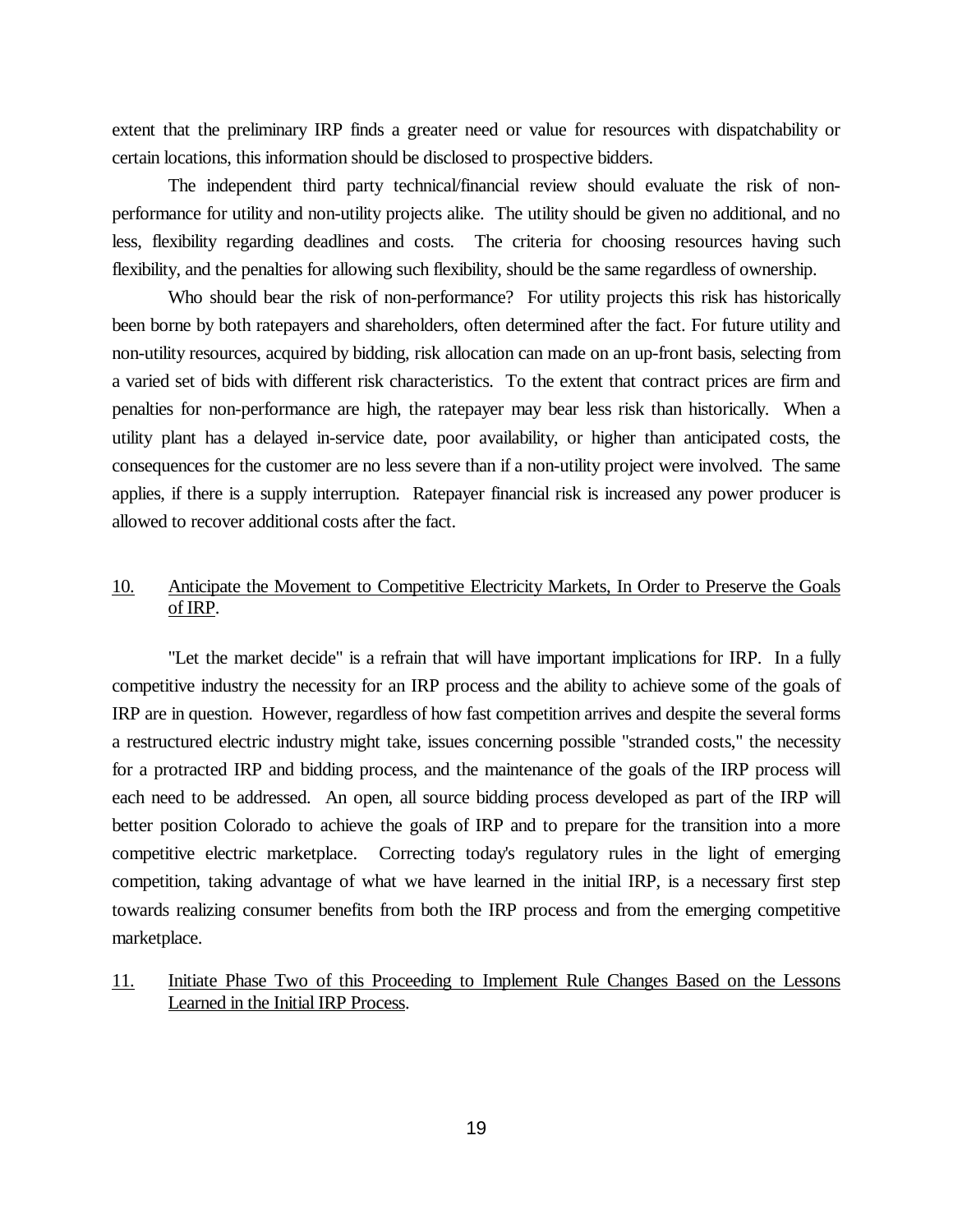extent that the preliminary IRP finds a greater need or value for resources with dispatchability or certain locations, this information should be disclosed to prospective bidders.

The independent third party technical/financial review should evaluate the risk of non-performance for utility and non-utility projects alike. The utility should be given no additional, and no less, flexibility regarding deadlines and costs. The criteria for choosing resources having such flexibility, and the penalties for allowing such flexibility, should be the same regardless of ownership.

Who should bear the risk of non-performance? For utility projects this risk has historically been borne by both ratepayers and shareholders, often determined after the fact. For future utility and non-utility resources, acquired by bidding, risk allocation can made on an up-front basis, selecting from a varied set of bids with different risk characteristics. To the extent that contract prices are firm and penalties for non-performance are high, the ratepayer may bear less risk than historically. When a utility plant has a delayed in-service date, poor availability, or higher than anticipated costs, the consequences for the customer are no less severe than if a non-utility project were involved. The same applies, if there is a supply interruption. Ratepayer financial risk is increased any power producer is allowed to recover additional costs after the fact.

10. <u>Anticipate the Movement to Competitive Electricity Markets, In Order to Preserve the Goals of IRP</u>.

"Let the market decide" is a refrain that will have important implications for IRP. In a fully competitive industry the necessity for an IRP process and the ability to achieve some of the goals of IRP are in question. However, regardless of how fast competition arrives and despite the several forms a restructured electric industry might take, issues concerning possible "stranded costs," the necessity for a protracted IRP and bidding process, and the maintenance of the goals of the IRP process will each need to be addressed. An open, all source bidding process developed as part of the IRP will better position Colorado to achieve the goals of IRP and to prepare for the transition into a more competitive electric marketplace. Correcting today's regulatory rules in the light of emerging competition, taking advantage of what we have learned in the initial IRP, is a necessary first step towards realizing consumer benefits from both the IRP process and from the emerging competitive marketplace.

11. <u>Initiate Phase Two of this Proceeding to Implement Rule Changes Based on the Lessons Learned in the Initial IRP Process</u>.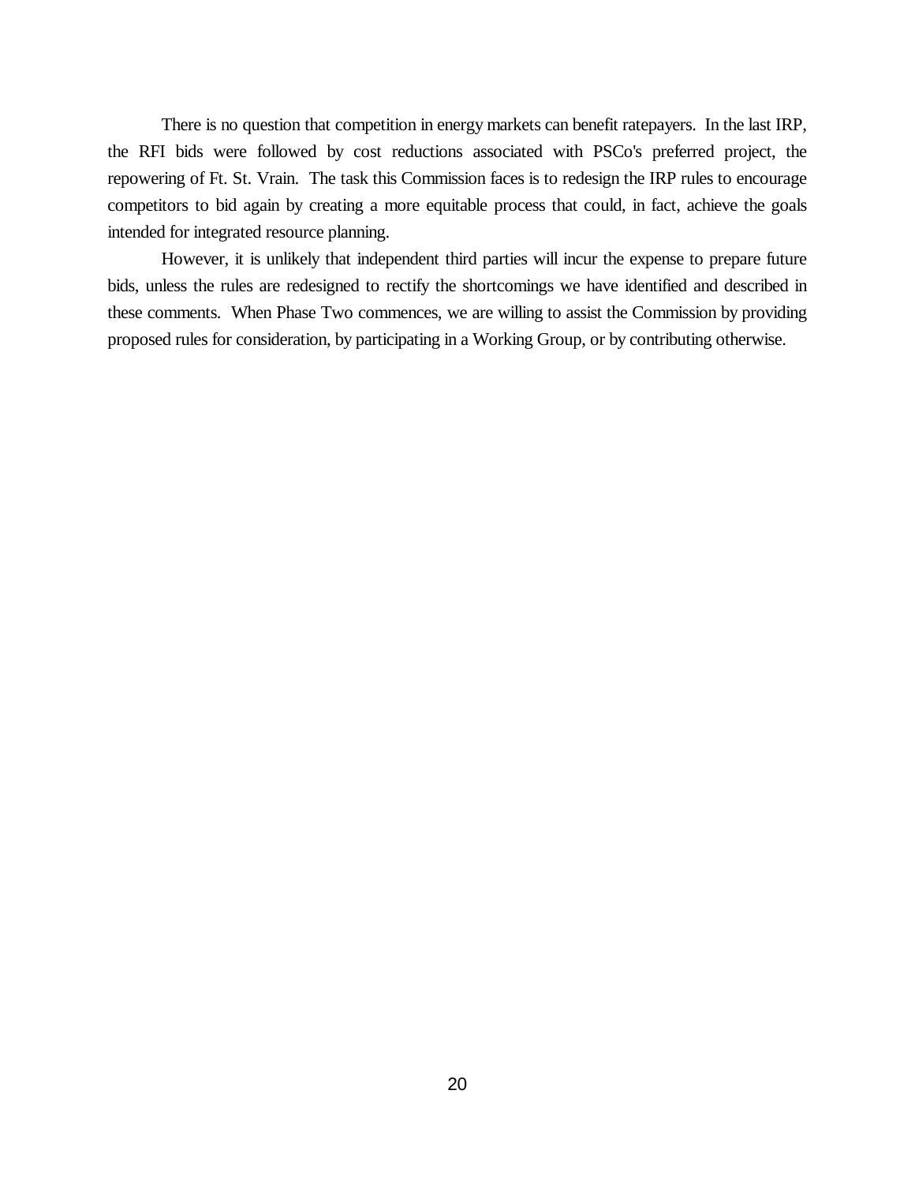There is no question that competition in energy markets can benefit ratepayers. In the last IRP, the RFI bids were followed by cost reductions associated with PSCo's preferred project, the repowering of Ft. St. Vrain. The task this Commission faces is to redesign the IRP rules to encourage competitors to bid again by creating a more equitable process that could, in fact, achieve the goals intended for integrated resource planning.

However, it is unlikely that independent third parties will incur the expense to prepare future bids, unless the rules are redesigned to rectify the shortcomings we have identified and described in these comments. When Phase Two commences, we are willing to assist the Commission by providing proposed rules for consideration, by participating in a Working Group, or by contributing otherwise.